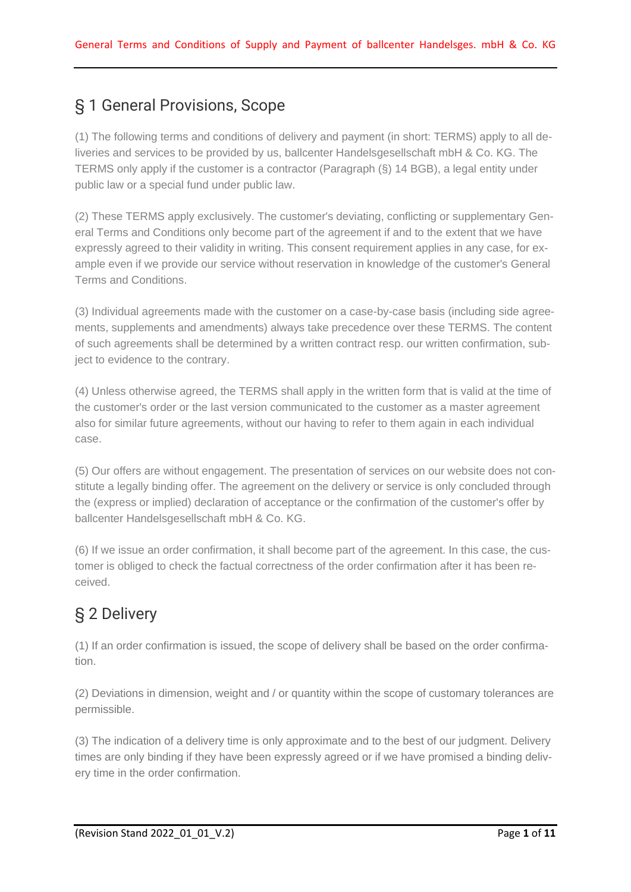## § 1 General Provisions, Scope

(1) The following terms and conditions of delivery and payment (in short: TERMS) apply to all deliveries and services to be provided by us, ballcenter Handelsgesellschaft mbH & Co. KG. The TERMS only apply if the customer is a contractor (Paragraph (§) 14 BGB), a legal entity under public law or a special fund under public law.

(2) These TERMS apply exclusively. The customer's deviating, conflicting or supplementary General Terms and Conditions only become part of the agreement if and to the extent that we have expressly agreed to their validity in writing. This consent requirement applies in any case, for example even if we provide our service without reservation in knowledge of the customer's General Terms and Conditions.

(3) Individual agreements made with the customer on a case-by-case basis (including side agreements, supplements and amendments) always take precedence over these TERMS. The content of such agreements shall be determined by a written contract resp. our written confirmation, subject to evidence to the contrary.

(4) Unless otherwise agreed, the TERMS shall apply in the written form that is valid at the time of the customer's order or the last version communicated to the customer as a master agreement also for similar future agreements, without our having to refer to them again in each individual case.

(5) Our offers are without engagement. The presentation of services on our website does not constitute a legally binding offer. The agreement on the delivery or service is only concluded through the (express or implied) declaration of acceptance or the confirmation of the customer's offer by ballcenter Handelsgesellschaft mbH & Co. KG.

(6) If we issue an order confirmation, it shall become part of the agreement. In this case, the customer is obliged to check the factual correctness of the order confirmation after it has been received.

## § 2 Delivery

(1) If an order confirmation is issued, the scope of delivery shall be based on the order confirmation.

(2) Deviations in dimension, weight and / or quantity within the scope of customary tolerances are permissible.

(3) The indication of a delivery time is only approximate and to the best of our judgment. Delivery times are only binding if they have been expressly agreed or if we have promised a binding delivery time in the order confirmation.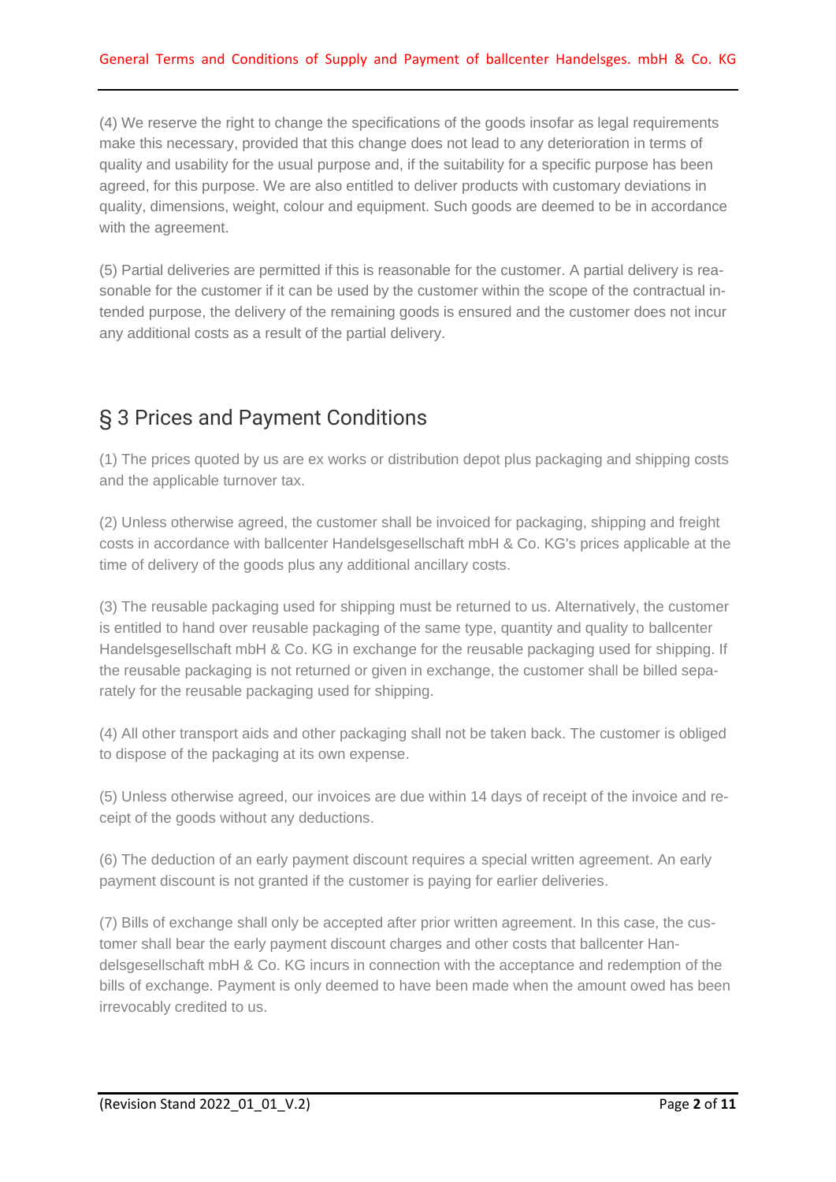(4) We reserve the right to change the specifications of the goods insofar as legal requirements make this necessary, provided that this change does not lead to any deterioration in terms of quality and usability for the usual purpose and, if the suitability for a specific purpose has been agreed, for this purpose. We are also entitled to deliver products with customary deviations in quality, dimensions, weight, colour and equipment. Such goods are deemed to be in accordance with the agreement.

(5) Partial deliveries are permitted if this is reasonable for the customer. A partial delivery is reasonable for the customer if it can be used by the customer within the scope of the contractual intended purpose, the delivery of the remaining goods is ensured and the customer does not incur any additional costs as a result of the partial delivery.

## § 3 Prices and Payment Conditions

(1) The prices quoted by us are ex works or distribution depot plus packaging and shipping costs and the applicable turnover tax.

(2) Unless otherwise agreed, the customer shall be invoiced for packaging, shipping and freight costs in accordance with ballcenter Handelsgesellschaft mbH & Co. KG's prices applicable at the time of delivery of the goods plus any additional ancillary costs.

(3) The reusable packaging used for shipping must be returned to us. Alternatively, the customer is entitled to hand over reusable packaging of the same type, quantity and quality to ballcenter Handelsgesellschaft mbH & Co. KG in exchange for the reusable packaging used for shipping. If the reusable packaging is not returned or given in exchange, the customer shall be billed separately for the reusable packaging used for shipping.

(4) All other transport aids and other packaging shall not be taken back. The customer is obliged to dispose of the packaging at its own expense.

(5) Unless otherwise agreed, our invoices are due within 14 days of receipt of the invoice and receipt of the goods without any deductions.

(6) The deduction of an early payment discount requires a special written agreement. An early payment discount is not granted if the customer is paying for earlier deliveries.

(7) Bills of exchange shall only be accepted after prior written agreement. In this case, the customer shall bear the early payment discount charges and other costs that ballcenter Handelsgesellschaft mbH & Co. KG incurs in connection with the acceptance and redemption of the bills of exchange. Payment is only deemed to have been made when the amount owed has been irrevocably credited to us.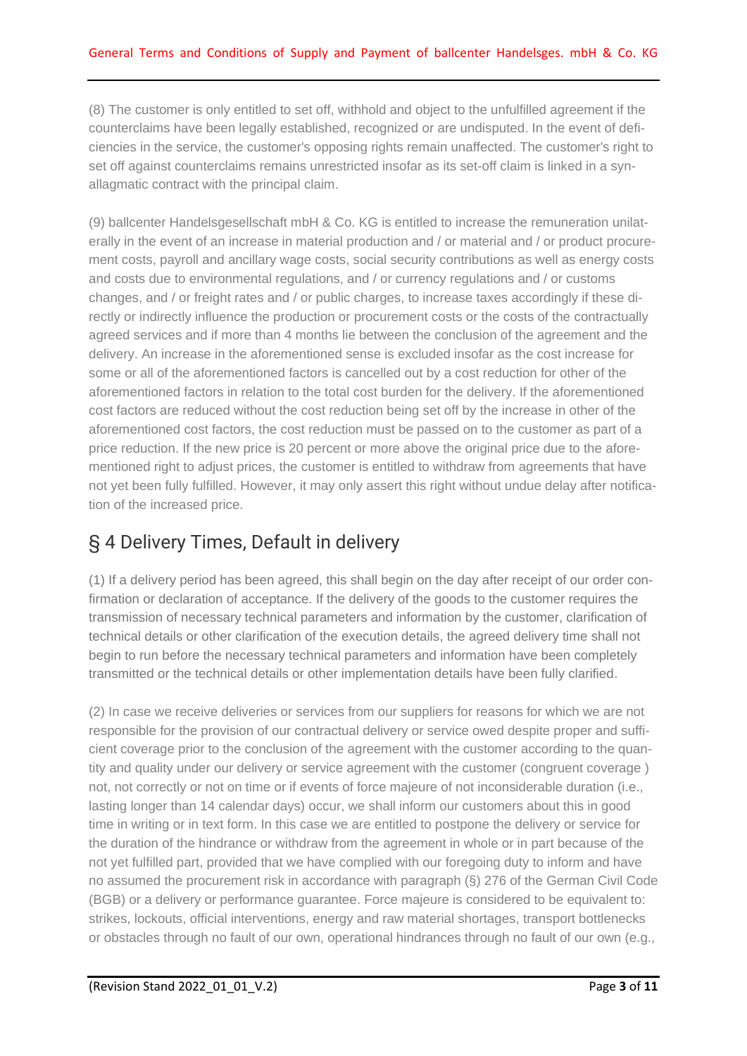(8) The customer is only entitled to set off, withhold and object to the unfulfilled agreement if the counterclaims have been legally established, recognized or are undisputed. In the event of deficiencies in the service, the customer's opposing rights remain unaffected. The customer's right to set off against counterclaims remains unrestricted insofar as its set-off claim is linked in a synallagmatic contract with the principal claim.

(9) ballcenter Handelsgesellschaft mbH & Co. KG is entitled to increase the remuneration unilaterally in the event of an increase in material production and / or material and / or product procurement costs, payroll and ancillary wage costs, social security contributions as well as energy costs and costs due to environmental regulations, and / or currency regulations and / or customs changes, and / or freight rates and / or public charges, to increase taxes accordingly if these directly or indirectly influence the production or procurement costs or the costs of the contractually agreed services and if more than 4 months lie between the conclusion of the agreement and the delivery. An increase in the aforementioned sense is excluded insofar as the cost increase for some or all of the aforementioned factors is cancelled out by a cost reduction for other of the aforementioned factors in relation to the total cost burden for the delivery. If the aforementioned cost factors are reduced without the cost reduction being set off by the increase in other of the aforementioned cost factors, the cost reduction must be passed on to the customer as part of a price reduction. If the new price is 20 percent or more above the original price due to the aforementioned right to adjust prices, the customer is entitled to withdraw from agreements that have not yet been fully fulfilled. However, it may only assert this right without undue delay after notification of the increased price.

## § 4 Delivery Times, Default in delivery

(1) If a delivery period has been agreed, this shall begin on the day after receipt of our order confirmation or declaration of acceptance. If the delivery of the goods to the customer requires the transmission of necessary technical parameters and information by the customer, clarification of technical details or other clarification of the execution details, the agreed delivery time shall not begin to run before the necessary technical parameters and information have been completely transmitted or the technical details or other implementation details have been fully clarified.

(2) In case we receive deliveries or services from our suppliers for reasons for which we are not responsible for the provision of our contractual delivery or service owed despite proper and sufficient coverage prior to the conclusion of the agreement with the customer according to the quantity and quality under our delivery or service agreement with the customer (congruent coverage ) not, not correctly or not on time or if events of force majeure of not inconsiderable duration (i.e., lasting longer than 14 calendar days) occur, we shall inform our customers about this in good time in writing or in text form. In this case we are entitled to postpone the delivery or service for the duration of the hindrance or withdraw from the agreement in whole or in part because of the not yet fulfilled part, provided that we have complied with our foregoing duty to inform and have no assumed the procurement risk in accordance with paragraph (§) 276 of the German Civil Code (BGB) or a delivery or performance guarantee. Force majeure is considered to be equivalent to: strikes, lockouts, official interventions, energy and raw material shortages, transport bottlenecks or obstacles through no fault of our own, operational hindrances through no fault of our own (e.g.,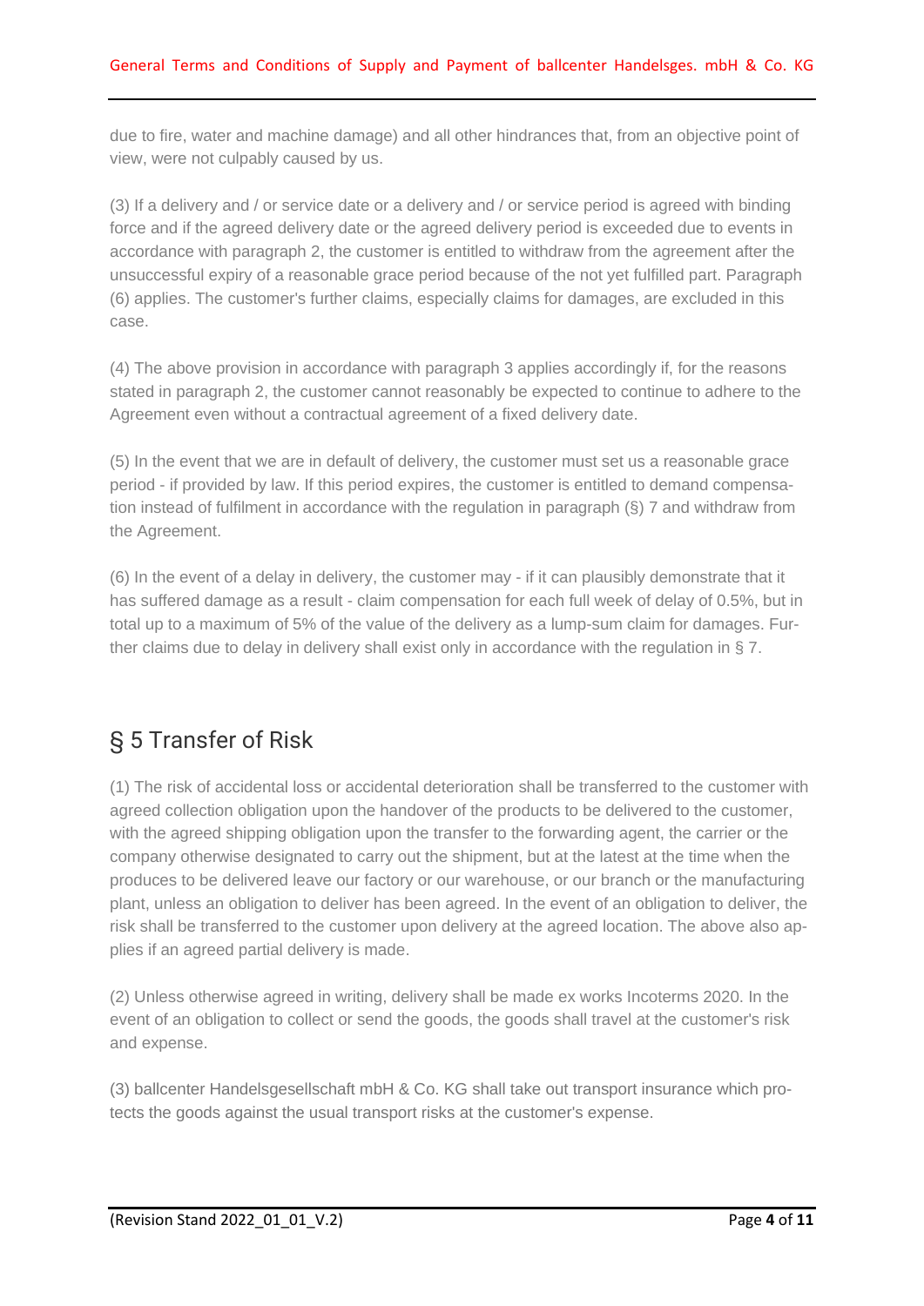due to fire, water and machine damage) and all other hindrances that, from an objective point of view, were not culpably caused by us.

(3) If a delivery and / or service date or a delivery and / or service period is agreed with binding force and if the agreed delivery date or the agreed delivery period is exceeded due to events in accordance with paragraph 2, the customer is entitled to withdraw from the agreement after the unsuccessful expiry of a reasonable grace period because of the not yet fulfilled part. Paragraph (6) applies. The customer's further claims, especially claims for damages, are excluded in this case.

(4) The above provision in accordance with paragraph 3 applies accordingly if, for the reasons stated in paragraph 2, the customer cannot reasonably be expected to continue to adhere to the Agreement even without a contractual agreement of a fixed delivery date.

(5) In the event that we are in default of delivery, the customer must set us a reasonable grace period - if provided by law. If this period expires, the customer is entitled to demand compensation instead of fulfilment in accordance with the regulation in paragraph (§) 7 and withdraw from the Agreement.

(6) In the event of a delay in delivery, the customer may - if it can plausibly demonstrate that it has suffered damage as a result - claim compensation for each full week of delay of 0.5%, but in total up to a maximum of 5% of the value of the delivery as a lump-sum claim for damages. Further claims due to delay in delivery shall exist only in accordance with the regulation in § 7.

## § 5 Transfer of Risk

(1) The risk of accidental loss or accidental deterioration shall be transferred to the customer with agreed collection obligation upon the handover of the products to be delivered to the customer, with the agreed shipping obligation upon the transfer to the forwarding agent, the carrier or the company otherwise designated to carry out the shipment, but at the latest at the time when the produces to be delivered leave our factory or our warehouse, or our branch or the manufacturing plant, unless an obligation to deliver has been agreed. In the event of an obligation to deliver, the risk shall be transferred to the customer upon delivery at the agreed location. The above also applies if an agreed partial delivery is made.

(2) Unless otherwise agreed in writing, delivery shall be made ex works Incoterms 2020. In the event of an obligation to collect or send the goods, the goods shall travel at the customer's risk and expense.

(3) ballcenter Handelsgesellschaft mbH & Co. KG shall take out transport insurance which protects the goods against the usual transport risks at the customer's expense.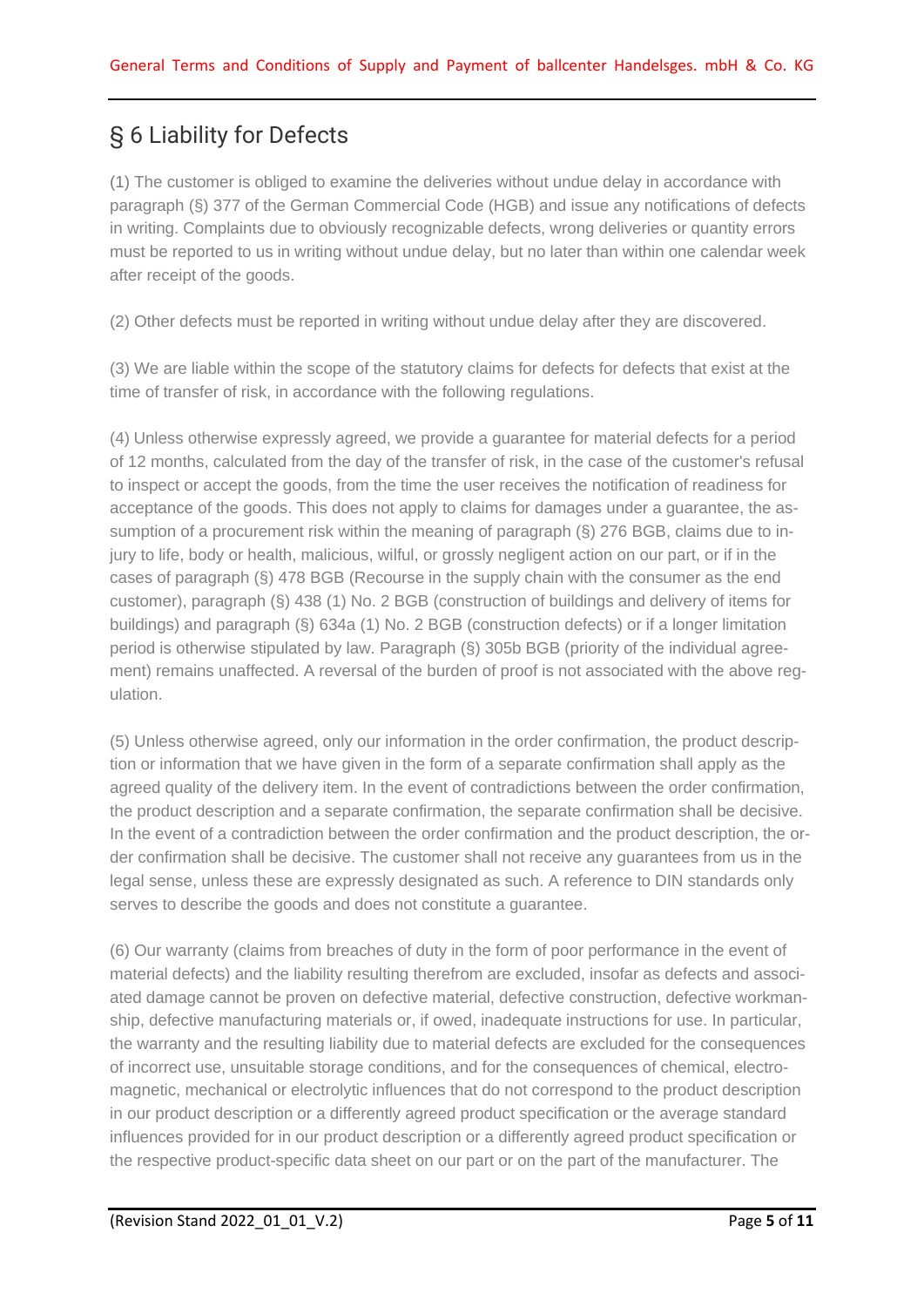## § 6 Liability for Defects

(1) The customer is obliged to examine the deliveries without undue delay in accordance with paragraph (§) 377 of the German Commercial Code (HGB) and issue any notifications of defects in writing. Complaints due to obviously recognizable defects, wrong deliveries or quantity errors must be reported to us in writing without undue delay, but no later than within one calendar week after receipt of the goods.

(2) Other defects must be reported in writing without undue delay after they are discovered.

(3) We are liable within the scope of the statutory claims for defects for defects that exist at the time of transfer of risk, in accordance with the following regulations.

(4) Unless otherwise expressly agreed, we provide a guarantee for material defects for a period of 12 months, calculated from the day of the transfer of risk, in the case of the customer's refusal to inspect or accept the goods, from the time the user receives the notification of readiness for acceptance of the goods. This does not apply to claims for damages under a guarantee, the assumption of a procurement risk within the meaning of paragraph (§) 276 BGB, claims due to injury to life, body or health, malicious, wilful, or grossly negligent action on our part, or if in the cases of paragraph (§) 478 BGB (Recourse in the supply chain with the consumer as the end customer), paragraph (§) 438 (1) No. 2 BGB (construction of buildings and delivery of items for buildings) and paragraph (§) 634a (1) No. 2 BGB (construction defects) or if a longer limitation period is otherwise stipulated by law. Paragraph (§) 305b BGB (priority of the individual agreement) remains unaffected. A reversal of the burden of proof is not associated with the above regulation.

(5) Unless otherwise agreed, only our information in the order confirmation, the product description or information that we have given in the form of a separate confirmation shall apply as the agreed quality of the delivery item. In the event of contradictions between the order confirmation, the product description and a separate confirmation, the separate confirmation shall be decisive. In the event of a contradiction between the order confirmation and the product description, the order confirmation shall be decisive. The customer shall not receive any guarantees from us in the legal sense, unless these are expressly designated as such. A reference to DIN standards only serves to describe the goods and does not constitute a guarantee.

(6) Our warranty (claims from breaches of duty in the form of poor performance in the event of material defects) and the liability resulting therefrom are excluded, insofar as defects and associated damage cannot be proven on defective material, defective construction, defective workmanship, defective manufacturing materials or, if owed, inadequate instructions for use. In particular, the warranty and the resulting liability due to material defects are excluded for the consequences of incorrect use, unsuitable storage conditions, and for the consequences of chemical, electromagnetic, mechanical or electrolytic influences that do not correspond to the product description in our product description or a differently agreed product specification or the average standard influences provided for in our product description or a differently agreed product specification or the respective product-specific data sheet on our part or on the part of the manufacturer. The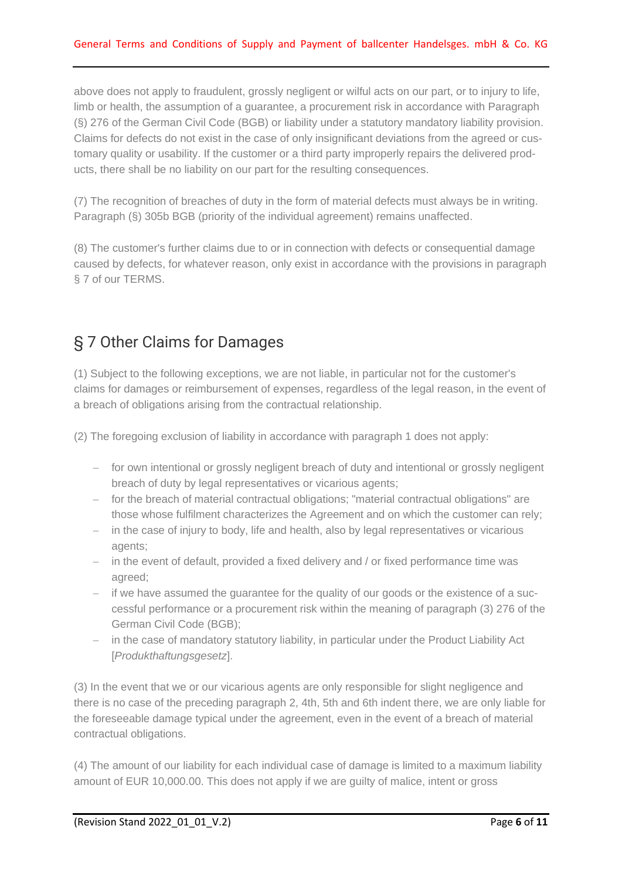above does not apply to fraudulent, grossly negligent or wilful acts on our part, or to injury to life, limb or health, the assumption of a guarantee, a procurement risk in accordance with Paragraph (§) 276 of the German Civil Code (BGB) or liability under a statutory mandatory liability provision. Claims for defects do not exist in the case of only insignificant deviations from the agreed or customary quality or usability. If the customer or a third party improperly repairs the delivered products, there shall be no liability on our part for the resulting consequences.

(7) The recognition of breaches of duty in the form of material defects must always be in writing. Paragraph (§) 305b BGB (priority of the individual agreement) remains unaffected.

(8) The customer's further claims due to or in connection with defects or consequential damage caused by defects, for whatever reason, only exist in accordance with the provisions in paragraph § 7 of our TERMS.

## § 7 Other Claims for Damages

(1) Subject to the following exceptions, we are not liable, in particular not for the customer's claims for damages or reimbursement of expenses, regardless of the legal reason, in the event of a breach of obligations arising from the contractual relationship.

(2) The foregoing exclusion of liability in accordance with paragraph 1 does not apply:

- for own intentional or grossly negligent breach of duty and intentional or grossly negligent breach of duty by legal representatives or vicarious agents;
- for the breach of material contractual obligations; "material contractual obligations" are those whose fulfilment characterizes the Agreement and on which the customer can rely;
- in the case of injury to body, life and health, also by legal representatives or vicarious agents;
- in the event of default, provided a fixed delivery and / or fixed performance time was agreed;
- if we have assumed the guarantee for the quality of our goods or the existence of a successful performance or a procurement risk within the meaning of paragraph (3) 276 of the German Civil Code (BGB);
- in the case of mandatory statutory liability, in particular under the Product Liability Act [*Produkthaftungsgesetz*].

(3) In the event that we or our vicarious agents are only responsible for slight negligence and there is no case of the preceding paragraph 2, 4th, 5th and 6th indent there, we are only liable for the foreseeable damage typical under the agreement, even in the event of a breach of material contractual obligations.

(4) The amount of our liability for each individual case of damage is limited to a maximum liability amount of EUR 10,000.00. This does not apply if we are guilty of malice, intent or gross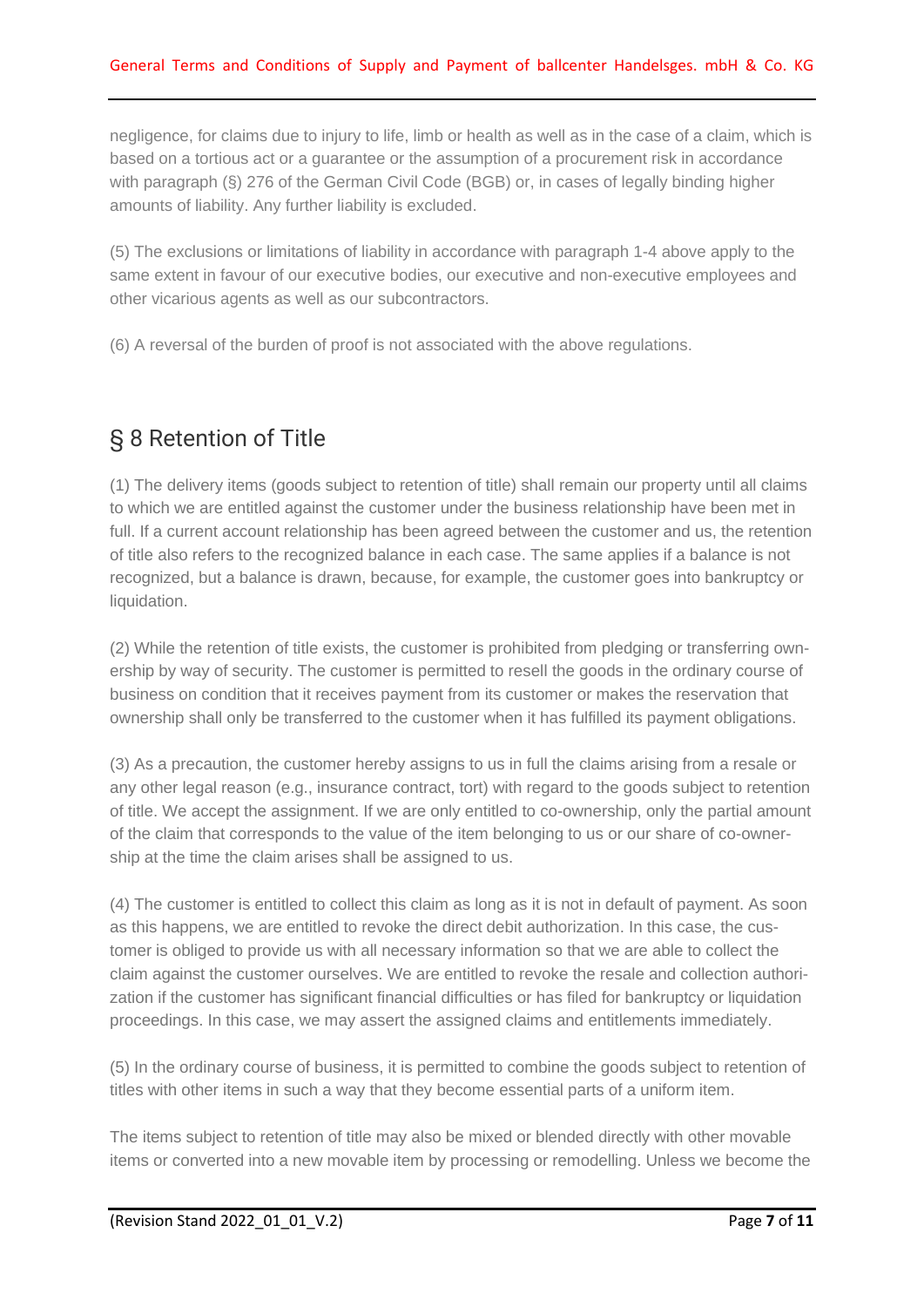negligence, for claims due to injury to life, limb or health as well as in the case of a claim, which is based on a tortious act or a guarantee or the assumption of a procurement risk in accordance with paragraph (§) 276 of the German Civil Code (BGB) or, in cases of legally binding higher amounts of liability. Any further liability is excluded.

(5) The exclusions or limitations of liability in accordance with paragraph 1-4 above apply to the same extent in favour of our executive bodies, our executive and non-executive employees and other vicarious agents as well as our subcontractors.

(6) A reversal of the burden of proof is not associated with the above regulations.

## § 8 Retention of Title

(1) The delivery items (goods subject to retention of title) shall remain our property until all claims to which we are entitled against the customer under the business relationship have been met in full. If a current account relationship has been agreed between the customer and us, the retention of title also refers to the recognized balance in each case. The same applies if a balance is not recognized, but a balance is drawn, because, for example, the customer goes into bankruptcy or liquidation.

(2) While the retention of title exists, the customer is prohibited from pledging or transferring ownership by way of security. The customer is permitted to resell the goods in the ordinary course of business on condition that it receives payment from its customer or makes the reservation that ownership shall only be transferred to the customer when it has fulfilled its payment obligations.

(3) As a precaution, the customer hereby assigns to us in full the claims arising from a resale or any other legal reason (e.g., insurance contract, tort) with regard to the goods subject to retention of title. We accept the assignment. If we are only entitled to co-ownership, only the partial amount of the claim that corresponds to the value of the item belonging to us or our share of co-ownership at the time the claim arises shall be assigned to us.

(4) The customer is entitled to collect this claim as long as it is not in default of payment. As soon as this happens, we are entitled to revoke the direct debit authorization. In this case, the customer is obliged to provide us with all necessary information so that we are able to collect the claim against the customer ourselves. We are entitled to revoke the resale and collection authorization if the customer has significant financial difficulties or has filed for bankruptcy or liquidation proceedings. In this case, we may assert the assigned claims and entitlements immediately.

(5) In the ordinary course of business, it is permitted to combine the goods subject to retention of titles with other items in such a way that they become essential parts of a uniform item.

The items subject to retention of title may also be mixed or blended directly with other movable items or converted into a new movable item by processing or remodelling. Unless we become the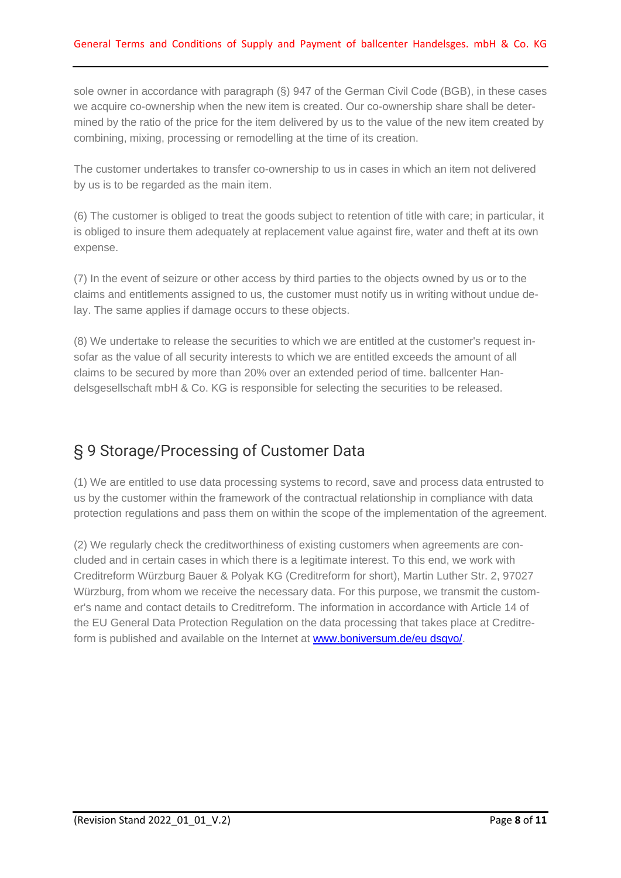sole owner in accordance with paragraph (§) 947 of the German Civil Code (BGB), in these cases we acquire co-ownership when the new item is created. Our co-ownership share shall be determined by the ratio of the price for the item delivered by us to the value of the new item created by combining, mixing, processing or remodelling at the time of its creation.

The customer undertakes to transfer co-ownership to us in cases in which an item not delivered by us is to be regarded as the main item.

(6) The customer is obliged to treat the goods subject to retention of title with care; in particular, it is obliged to insure them adequately at replacement value against fire, water and theft at its own expense.

(7) In the event of seizure or other access by third parties to the objects owned by us or to the claims and entitlements assigned to us, the customer must notify us in writing without undue delay. The same applies if damage occurs to these objects.

(8) We undertake to release the securities to which we are entitled at the customer's request insofar as the value of all security interests to which we are entitled exceeds the amount of all claims to be secured by more than 20% over an extended period of time. ballcenter Handelsgesellschaft mbH & Co. KG is responsible for selecting the securities to be released.

## § 9 Storage/Processing of Customer Data

(1) We are entitled to use data processing systems to record, save and process data entrusted to us by the customer within the framework of the contractual relationship in compliance with data protection regulations and pass them on within the scope of the implementation of the agreement.

(2) We regularly check the creditworthiness of existing customers when agreements are concluded and in certain cases in which there is a legitimate interest. To this end, we work with Creditreform Würzburg Bauer & Polyak KG (Creditreform for short), Martin Luther Str. 2, 97027 Würzburg, from whom we receive the necessary data. For this purpose, we transmit the customer's name and contact details to Creditreform. The information in accordance with Article 14 of the EU General Data Protection Regulation on the data processing that takes place at Creditreform is published and available on the Internet at www.boniversum.de/eu dsgvo/.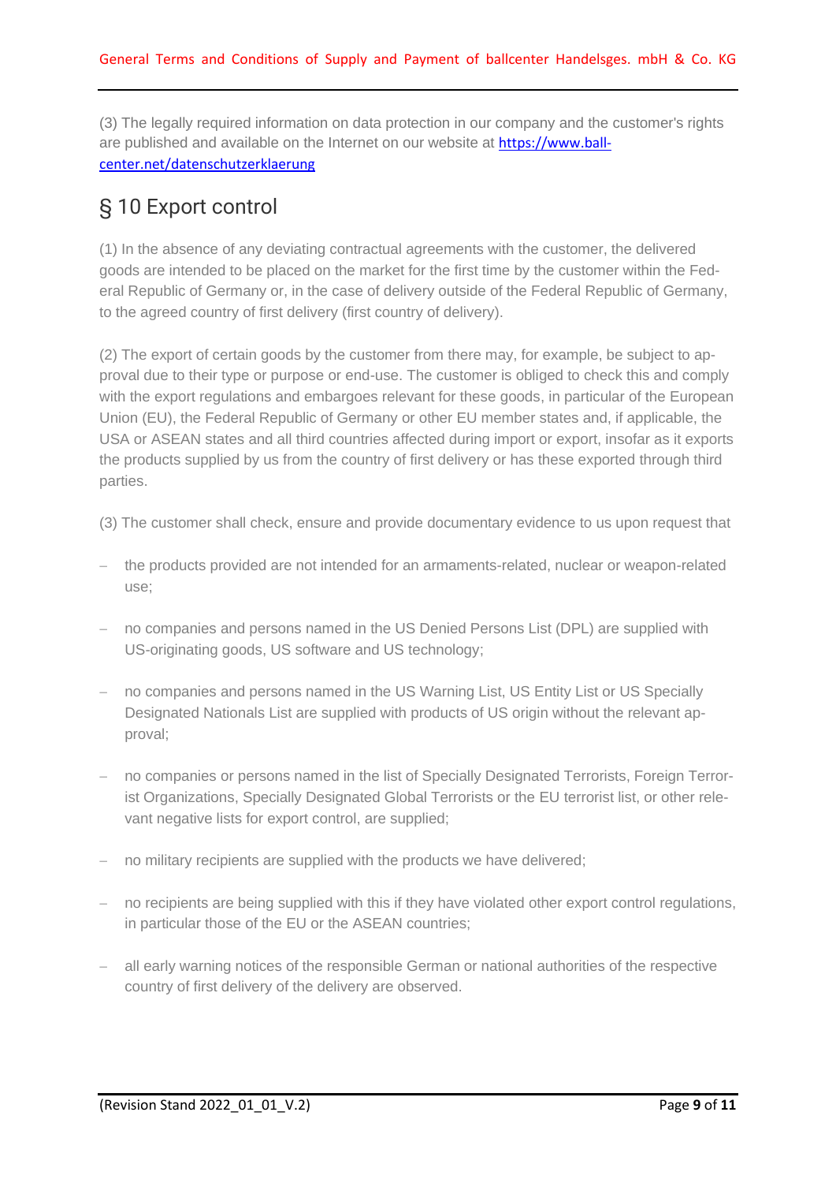(3) The legally required information on data protection in our company and the customer's rights are published and available on the Internet on our website at [https://www.ball-center.net/datenschutzerklaerung](https://www.ball-center.net/datenschutzerklaerung)

## § 10 Export control

(1) In the absence of any deviating contractual agreements with the customer, the delivered goods are intended to be placed on the market for the first time by the customer within the Federal Republic of Germany or, in the case of delivery outside of the Federal Republic of Germany, to the agreed country of first delivery (first country of delivery).

(2) The export of certain goods by the customer from there may, for example, be subject to approval due to their type or purpose or end-use. The customer is obliged to check this and comply with the export regulations and embargoes relevant for these goods, in particular of the European Union (EU), the Federal Republic of Germany or other EU member states and, if applicable, the USA or ASEAN states and all third countries affected during import or export, insofar as it exports the products supplied by us from the country of first delivery or has these exported through third parties.

(3) The customer shall check, ensure and provide documentary evidence to us upon request that

- the products provided are not intended for an armaments-related, nuclear or weapon-related use;
- no companies and persons named in the US Denied Persons List (DPL) are supplied with US-originating goods, US software and US technology;
- no companies and persons named in the US Warning List, US Entity List or US Specially Designated Nationals List are supplied with products of US origin without the relevant approval;
- no companies or persons named in the list of Specially Designated Terrorists, Foreign Terrorist Organizations, Specially Designated Global Terrorists or the EU terrorist list, or other relevant negative lists for export control, are supplied;
- no military recipients are supplied with the products we have delivered;
- no recipients are being supplied with this if they have violated other export control regulations, in particular those of the EU or the ASEAN countries;
- all early warning notices of the responsible German or national authorities of the respective country of first delivery of the delivery are observed.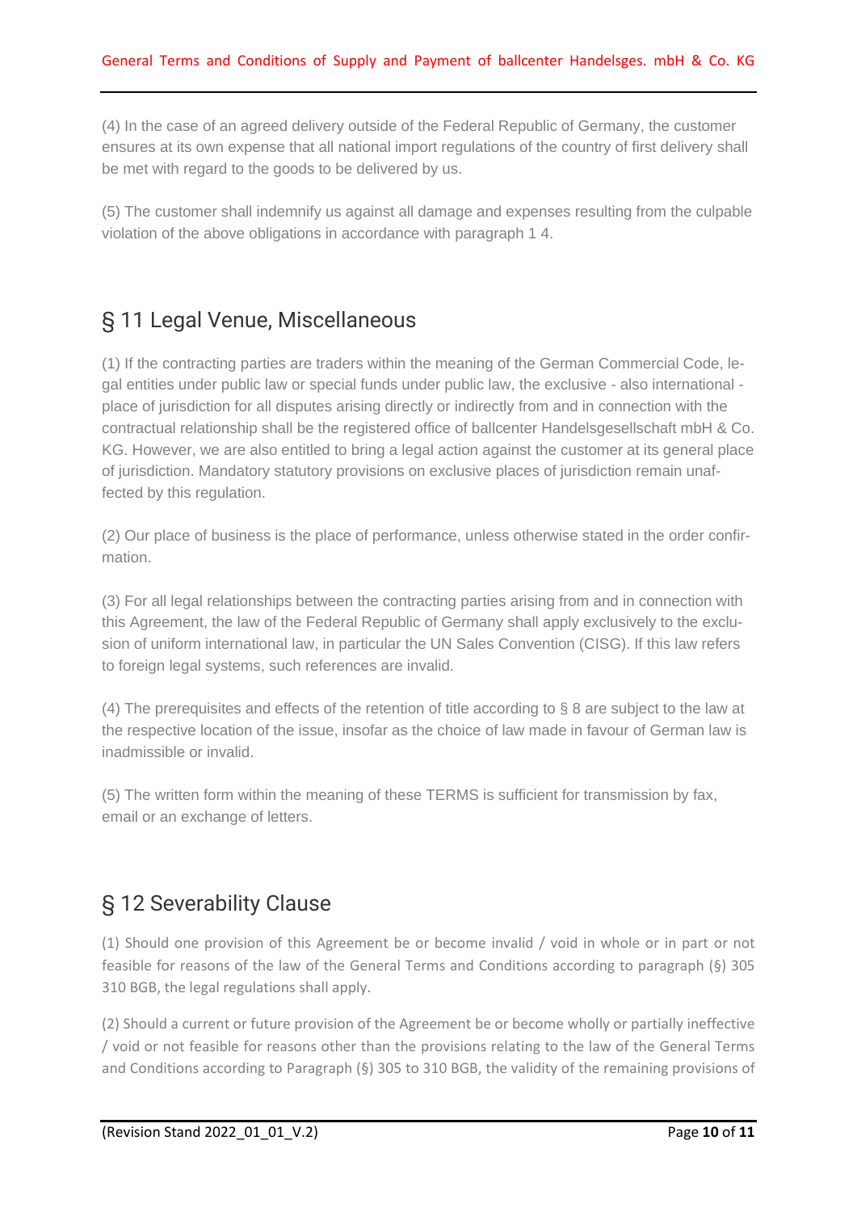(4) In the case of an agreed delivery outside of the Federal Republic of Germany, the customer ensures at its own expense that all national import regulations of the country of first delivery shall be met with regard to the goods to be delivered by us.

(5) The customer shall indemnify us against all damage and expenses resulting from the culpable violation of the above obligations in accordance with paragraph 1 4.

## § 11 Legal Venue, Miscellaneous

(1) If the contracting parties are traders within the meaning of the German Commercial Code, legal entities under public law or special funds under public law, the exclusive - also international - place of jurisdiction for all disputes arising directly or indirectly from and in connection with the contractual relationship shall be the registered office of ballcenter Handelsgesellschaft mbH & Co. KG. However, we are also entitled to bring a legal action against the customer at its general place of jurisdiction. Mandatory statutory provisions on exclusive places of jurisdiction remain unaffected by this regulation.

(2) Our place of business is the place of performance, unless otherwise stated in the order confirmation.

(3) For all legal relationships between the contracting parties arising from and in connection with this Agreement, the law of the Federal Republic of Germany shall apply exclusively to the exclusion of uniform international law, in particular the UN Sales Convention (CISG). If this law refers to foreign legal systems, such references are invalid.

(4) The prerequisites and effects of the retention of title according to § 8 are subject to the law at the respective location of the issue, insofar as the choice of law made in favour of German law is inadmissible or invalid.

(5) The written form within the meaning of these TERMS is sufficient for transmission by fax, email or an exchange of letters.

## § 12 Severability Clause

(1) Should one provision of this Agreement be or become invalid / void in whole or in part or not feasible for reasons of the law of the General Terms and Conditions according to paragraph (§) 305 310 BGB, the legal regulations shall apply.

(2) Should a current or future provision of the Agreement be or become wholly or partially ineffective / void or not feasible for reasons other than the provisions relating to the law of the General Terms and Conditions according to Paragraph (§) 305 to 310 BGB, the validity of the remaining provisions of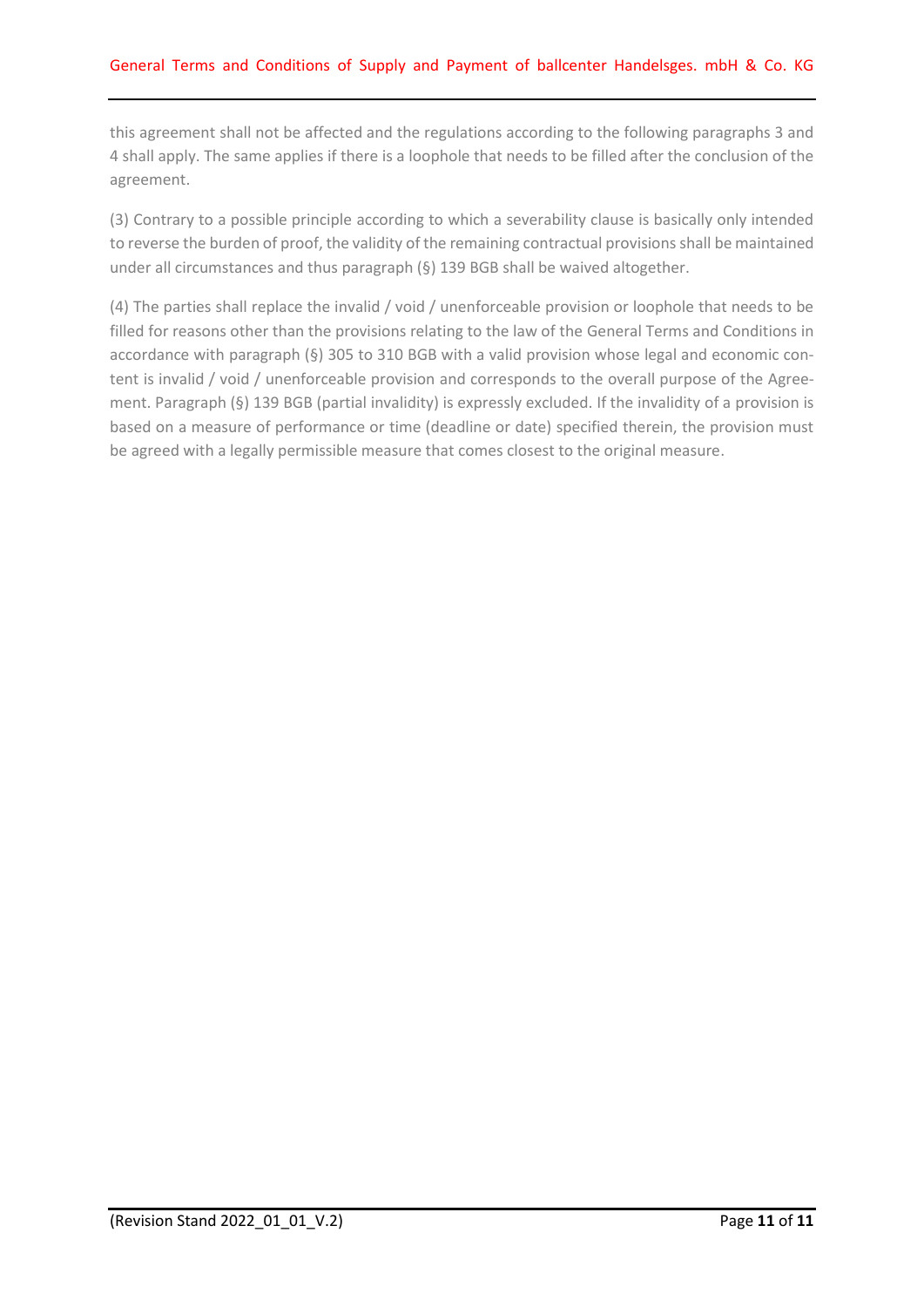this agreement shall not be affected and the regulations according to the following paragraphs 3 and 4 shall apply. The same applies if there is a loophole that needs to be filled after the conclusion of the agreement.

(3) Contrary to a possible principle according to which a severability clause is basically only intended to reverse the burden of proof, the validity of the remaining contractual provisions shall be maintained under all circumstances and thus paragraph (§) 139 BGB shall be waived altogether.

(4) The parties shall replace the invalid / void / unenforceable provision or loophole that needs to be filled for reasons other than the provisions relating to the law of the General Terms and Conditions in accordance with paragraph (§) 305 to 310 BGB with a valid provision whose legal and economic content is invalid / void / unenforceable provision and corresponds to the overall purpose of the Agreement. Paragraph (§) 139 BGB (partial invalidity) is expressly excluded. If the invalidity of a provision is based on a measure of performance or time (deadline or date) specified therein, the provision must be agreed with a legally permissible measure that comes closest to the original measure.